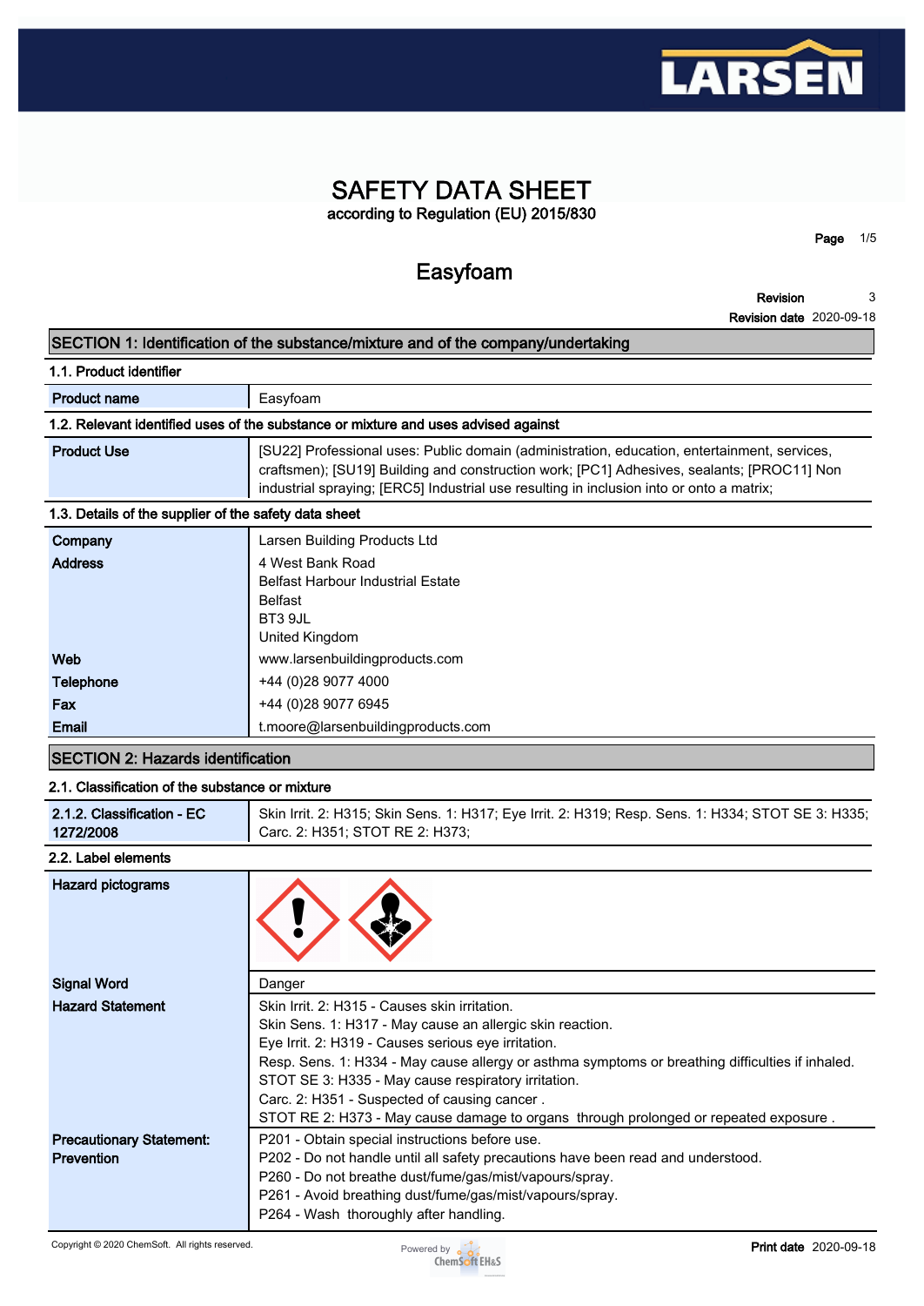# SAFETY DATA SHEET

according to Regulation (EU) 2015/830

## Easyfoam

**Revision** 3

**Revision date** 2020-09-18

## SECTION 1: Identification of the substance/mixture and of the company/undertaking

### 1.1. Product identifier

| | |
|---|---|
| **Product name** | Easyfoam |

### 1.2. Relevant identified uses of the substance or mixture and uses advised against

| | |
|---|---|
| **Product Use** | [SU22] Professional uses: Public domain (administration, education, entertainment, services, craftsmen); [SU19] Building and construction work; [PC1] Adhesives, sealants; [PROC11] Non industrial spraying; [ERC5] Industrial use resulting in inclusion into or onto a matrix; |

### 1.3. Details of the supplier of the safety data sheet

| | |
|---|---|
| **Company** | Larsen Building Products Ltd |
| **Address** | 4 West Bank Road<br>Belfast Harbour Industrial Estate<br>Belfast<br>BT3 9JL<br>United Kingdom |
| **Web** | www.larsenbuildingproducts.com |
| **Telephone** | +44 (0)28 9077 4000 |
| **Fax** | +44 (0)28 9077 6945 |
| **Email** | t.moore@larsenbuildingproducts.com |

## SECTION 2: Hazards identification

### 2.1. Classification of the substance or mixture

| | |
|---|---|
| **2.1.2. Classification - EC 1272/2008** | Skin Irrit. 2: H315; Skin Sens. 1: H317; Eye Irrit. 2: H319; Resp. Sens. 1: H334; STOT SE 3: H335; Carc. 2: H351; STOT RE 2: H373; |

### 2.2. Label elements

| | |
|---|---|
| **Hazard pictograms** | |
| **Signal Word** | Danger |
| **Hazard Statement** | Skin Irrit. 2: H315 - Causes skin irritation.<br>Skin Sens. 1: H317 - May cause an allergic skin reaction.<br>Eye Irrit. 2: H319 - Causes serious eye irritation.<br>Resp. Sens. 1: H334 - May cause allergy or asthma symptoms or breathing difficulties if inhaled.<br>STOT SE 3: H335 - May cause respiratory irritation.<br>Carc. 2: H351 - Suspected of causing cancer .<br>STOT RE 2: H373 - May cause damage to organs through prolonged or repeated exposure . |
| **Precautionary Statement: Prevention** | P201 - Obtain special instructions before use.<br>P202 - Do not handle until all safety precautions have been read and understood.<br>P260 - Do not breathe dust/fume/gas/mist/vapours/spray.<br>P261 - Avoid breathing dust/fume/gas/mist/vapours/spray.<br>P264 - Wash thoroughly after handling. |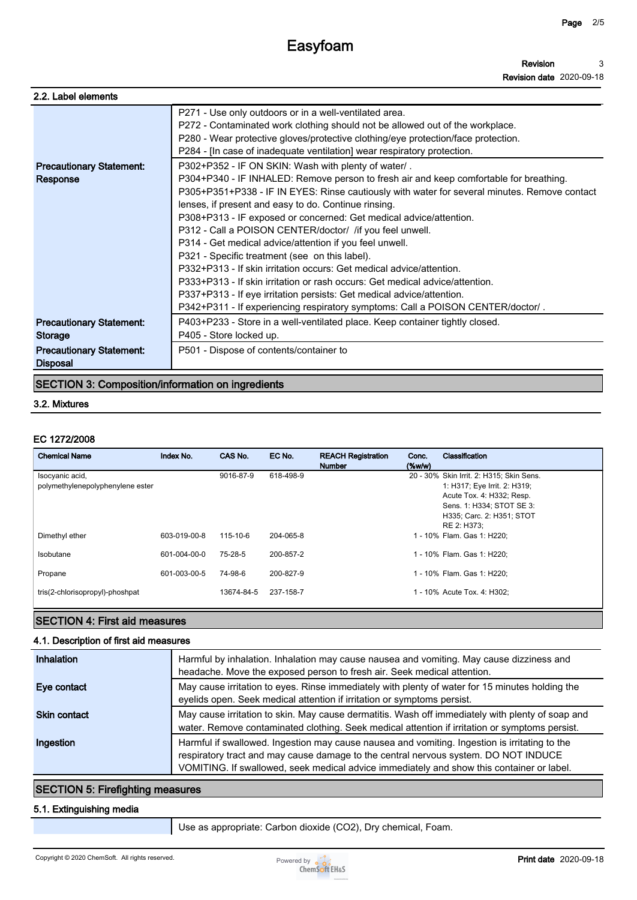### 2.2. Label elements

| | |
|---|---|
| | P271 - Use only outdoors or in a well-ventilated area.<br>P272 - Contaminated work clothing should not be allowed out of the workplace.<br>P280 - Wear protective gloves/protective clothing/eye protection/face protection.<br>P284 - [In case of inadequate ventilation] wear respiratory protection. |
| **Precautionary Statement: Response** | P302+P352 - IF ON SKIN: Wash with plenty of water/ .<br>P304+P340 - IF INHALED: Remove person to fresh air and keep comfortable for breathing.<br>P305+P351+P338 - IF IN EYES: Rinse cautiously with water for several minutes. Remove contact lenses, if present and easy to do. Continue rinsing.<br>P308+P313 - IF exposed or concerned: Get medical advice/attention.<br>P312 - Call a POISON CENTER/doctor/ /if you feel unwell.<br>P314 - Get medical advice/attention if you feel unwell.<br>P321 - Specific treatment (see on this label).<br>P332+P313 - If skin irritation occurs: Get medical advice/attention.<br>P333+P313 - If skin irritation or rash occurs: Get medical advice/attention.<br>P337+P313 - If eye irritation persists: Get medical advice/attention.<br>P342+P311 - If experiencing respiratory symptoms: Call a POISON CENTER/doctor/ . |
| **Precautionary Statement: Storage** | P403+P233 - Store in a well-ventilated place. Keep container tightly closed.<br>P405 - Store locked up. |
| **Precautionary Statement: Disposal** | P501 - Dispose of contents/container to |

## SECTION 3: Composition/information on ingredients

### 3.2. Mixtures

**EC 1272/2008**

| Chemical Name | Index No. | CAS No. | EC No. | REACH Registration Number | Conc. (%w/w) | Classification |
|---|---|---|---|---|---|---|
| Isocyanic acid, polymethylenepolyphenylene ester | | 9016-87-9 | 618-498-9 | | 20 - 30% | Skin Irrit. 2: H315; Skin Sens. 1: H317; Eye Irrit. 2: H319; Acute Tox. 4: H332; Resp. Sens. 1: H334; STOT SE 3: H335; Carc. 2: H351; STOT RE 2: H373; |
| Dimethyl ether | 603-019-00-8 | 115-10-6 | 204-065-8 | | 1 - 10% | Flam. Gas 1: H220; |
| Isobutane | 601-004-00-0 | 75-28-5 | 200-857-2 | | 1 - 10% | Flam. Gas 1: H220; |
| Propane | 601-003-00-5 | 74-98-6 | 200-827-9 | | 1 - 10% | Flam. Gas 1: H220; |
| tris(2-chlorisopropyl)-phoshpat | | 13674-84-5 | 237-158-7 | | 1 - 10% | Acute Tox. 4: H302; |

## SECTION 4: First aid measures

### 4.1. Description of first aid measures

| | |
|---|---|
| **Inhalation** | Harmful by inhalation. Inhalation may cause nausea and vomiting. May cause dizziness and headache. Move the exposed person to fresh air. Seek medical attention. |
| **Eye contact** | May cause irritation to eyes. Rinse immediately with plenty of water for 15 minutes holding the eyelids open. Seek medical attention if irritation or symptoms persist. |
| **Skin contact** | May cause irritation to skin. May cause dermatitis. Wash off immediately with plenty of soap and water. Remove contaminated clothing. Seek medical attention if irritation or symptoms persist. |
| **Ingestion** | Harmful if swallowed. Ingestion may cause nausea and vomiting. Ingestion is irritating to the respiratory tract and may cause damage to the central nervous system. DO NOT INDUCE VOMITING. If swallowed, seek medical advice immediately and show this container or label. |

## SECTION 5: Firefighting measures

### 5.1. Extinguishing media

Use as appropriate: Carbon dioxide ($CO_2$), Dry chemical, Foam.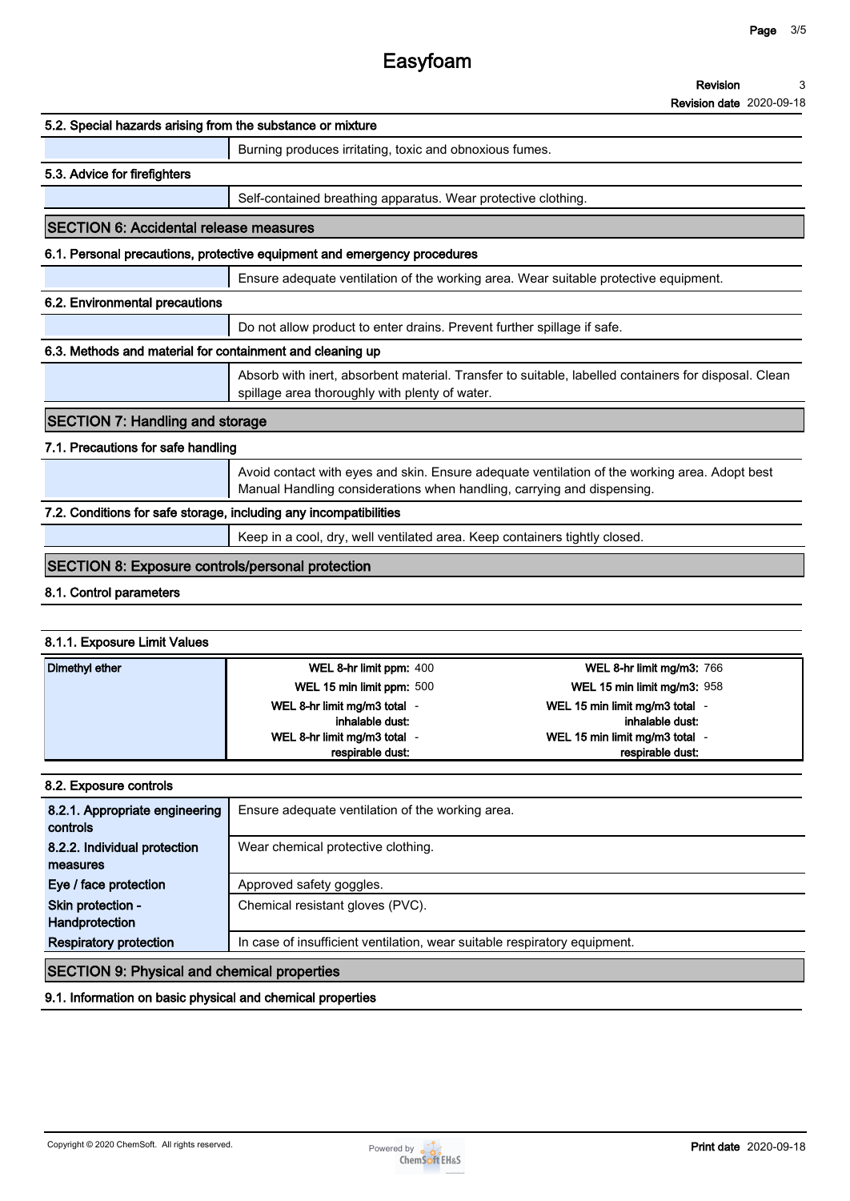# Easyfoam

**Revision** 3

**Revision date** 2020-09-18

### 5.2. Special hazards arising from the substance or mixture

Burning produces irritating, toxic and obnoxious fumes.

### 5.3. Advice for firefighters

Self-contained breathing apparatus. Wear protective clothing.

## SECTION 6: Accidental release measures

### 6.1. Personal precautions, protective equipment and emergency procedures

Ensure adequate ventilation of the working area. Wear suitable protective equipment.

### 6.2. Environmental precautions

Do not allow product to enter drains. Prevent further spillage if safe.

### 6.3. Methods and material for containment and cleaning up

Absorb with inert, absorbent material. Transfer to suitable, labelled containers for disposal. Clean spillage area thoroughly with plenty of water.

## SECTION 7: Handling and storage

### 7.1. Precautions for safe handling

Avoid contact with eyes and skin. Ensure adequate ventilation of the working area. Adopt best Manual Handling considerations when handling, carrying and dispensing.

### 7.2. Conditions for safe storage, including any incompatibilities

Keep in a cool, dry, well ventilated area. Keep containers tightly closed.

## SECTION 8: Exposure controls/personal protection

### 8.1. Control parameters

#### 8.1.1. Exposure Limit Values

| | | |
|---|---|---|
| **Dimethyl ether** | **WEL 8-hr limit ppm:** 400 | **WEL 8-hr limit mg/m3:** 766 |
| | **WEL 15 min limit ppm:** 500 | **WEL 15 min limit mg/m3:** 958 |
| | **WEL 8-hr limit mg/m3 total inhalable dust:** - | **WEL 15 min limit mg/m3 total inhalable dust:** - |
| | **WEL 8-hr limit mg/m3 total respirable dust:** - | **WEL 15 min limit mg/m3 total respirable dust:** - |

### 8.2. Exposure controls

| | |
|---|---|
| **8.2.1. Appropriate engineering controls** | Ensure adequate ventilation of the working area. |
| **8.2.2. Individual protection measures** | Wear chemical protective clothing. |
| **Eye / face protection** | Approved safety goggles. |
| **Skin protection - Handprotection** | Chemical resistant gloves (PVC). |
| **Respiratory protection** | In case of insufficient ventilation, wear suitable respiratory equipment. |

## SECTION 9: Physical and chemical properties

### 9.1. Information on basic physical and chemical properties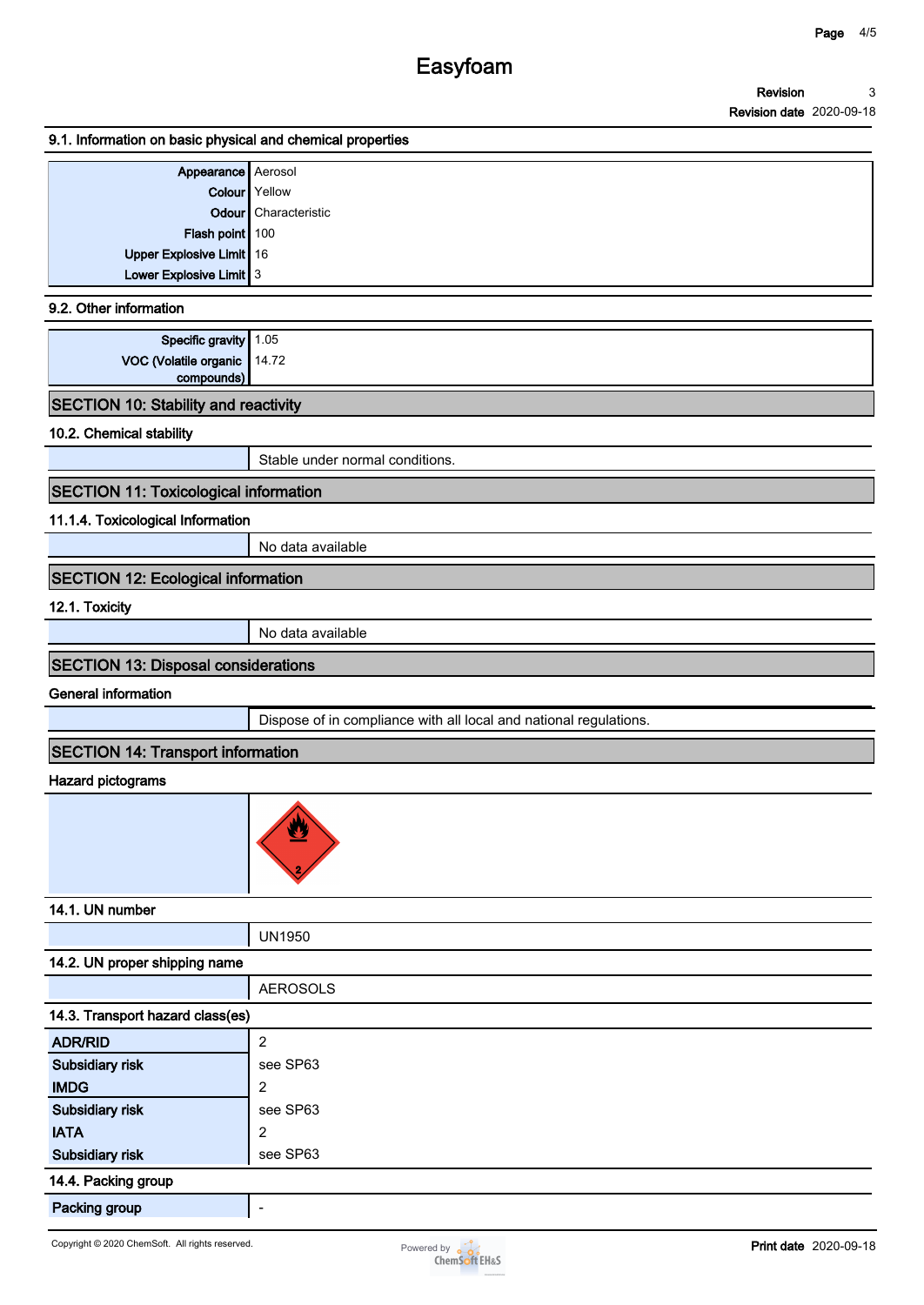# Easyfoam

**Revision** 3
**Revision date** 2020-09-18

### 9.1. Information on basic physical and chemical properties

| | |
|---|---|
| **Appearance** | Aerosol |
| **Colour** | Yellow |
| **Odour** | Characteristic |
| **Flash point** | 100 |
| **Upper Explosive Limit** | 16 |
| **Lower Explosive Limit** | 3 |

### 9.2. Other information

| | |
|---|---|
| **Specific gravity** | 1.05 |
| **VOC (Volatile organic compounds)** | 14.72 |

## SECTION 10: Stability and reactivity

### 10.2. Chemical stability

Stable under normal conditions.

## SECTION 11: Toxicological information

### 11.1.4. Toxicological Information

No data available

## SECTION 12: Ecological information

### 12.1. Toxicity

No data available

## SECTION 13: Disposal considerations

### General information

Dispose of in compliance with all local and national regulations.

## SECTION 14: Transport information

### Hazard pictograms

### 14.1. UN number

UN1950

### 14.2. UN proper shipping name

AEROSOLS

### 14.3. Transport hazard class(es)

| | |
|---|---|
| **ADR/RID** | 2 |
| **Subsidiary risk** | see SP63 |
| **IMDG** | 2 |
| **Subsidiary risk** | see SP63 |
| **IATA** | 2 |
| **Subsidiary risk** | see SP63 |

### 14.4. Packing group

| | |
|---|---|
| **Packing group** | - |

Copyright © 2020 ChemSoft. All rights reserved.

Powered by ChemSoft EH&S

**Print date** 2020-09-18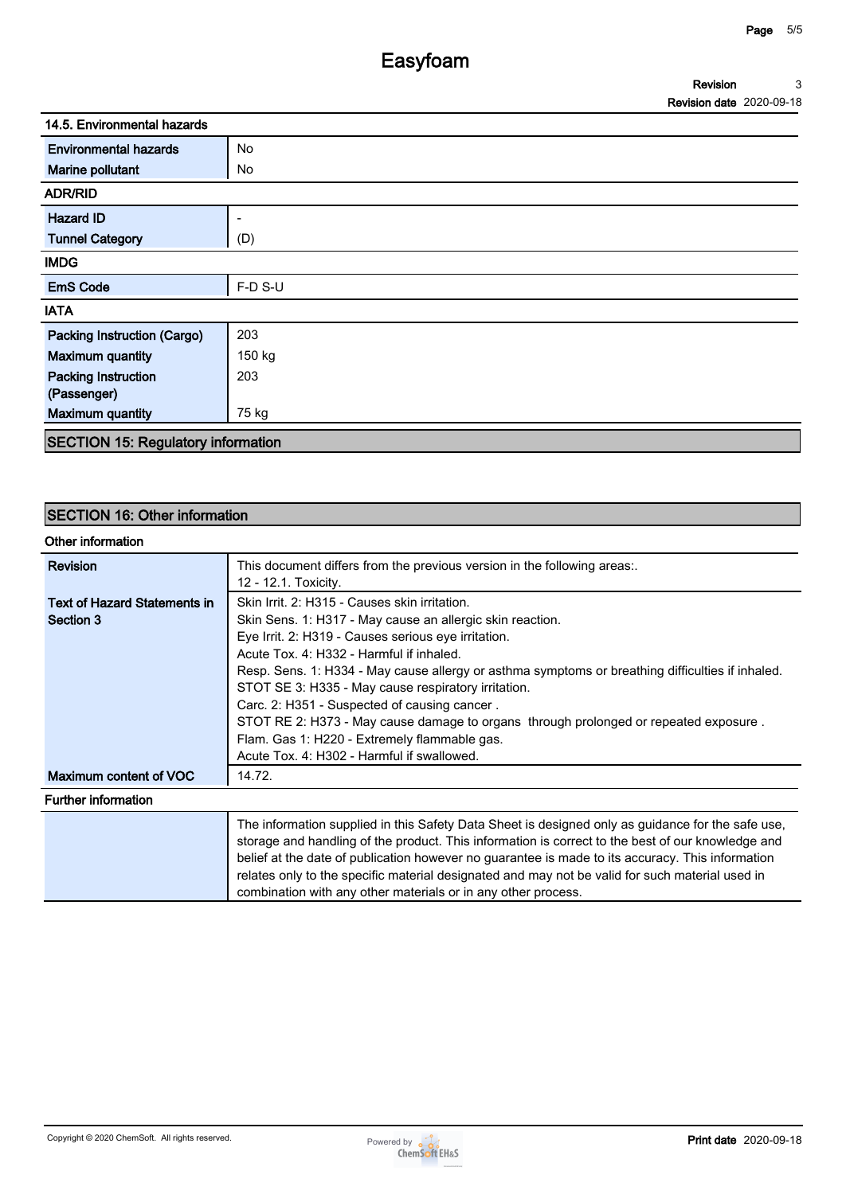### 14.5. Environmental hazards

| | |
|---|---|
| Environmental hazards | No |
| Marine pollutant | No |

### ADR/RID

| | |
|---|---|
| Hazard ID | - |
| Tunnel Category | (D) |

### IMDG

| | |
|---|---|
| EmS Code | F-D S-U |

### IATA

| | |
|---|---|
| Packing Instruction (Cargo) | 203 |
| Maximum quantity | 150 kg |
| Packing Instruction (Passenger) | 203 |
| Maximum quantity | 75 kg |

## SECTION 15: Regulatory information

## SECTION 16: Other information

### Other information

| | |
|---|---|
| Revision | This document differs from the previous version in the following areas:.<br>12 - 12.1. Toxicity. |
| Text of Hazard Statements in Section 3 | Skin Irrit. 2: H315 - Causes skin irritation.<br>Skin Sens. 1: H317 - May cause an allergic skin reaction.<br>Eye Irrit. 2: H319 - Causes serious eye irritation.<br>Acute Tox. 4: H332 - Harmful if inhaled.<br>Resp. Sens. 1: H334 - May cause allergy or asthma symptoms or breathing difficulties if inhaled.<br>STOT SE 3: H335 - May cause respiratory irritation.<br>Carc. 2: H351 - Suspected of causing cancer .<br>STOT RE 2: H373 - May cause damage to organs through prolonged or repeated exposure .<br>Flam. Gas 1: H220 - Extremely flammable gas.<br>Acute Tox. 4: H302 - Harmful if swallowed. |
| Maximum content of VOC | 14.72. |

### Further information

The information supplied in this Safety Data Sheet is designed only as guidance for the safe use, storage and handling of the product. This information is correct to the best of our knowledge and belief at the date of publication however no guarantee is made to its accuracy. This information relates only to the specific material designated and may not be valid for such material used in combination with any other materials or in any other process.